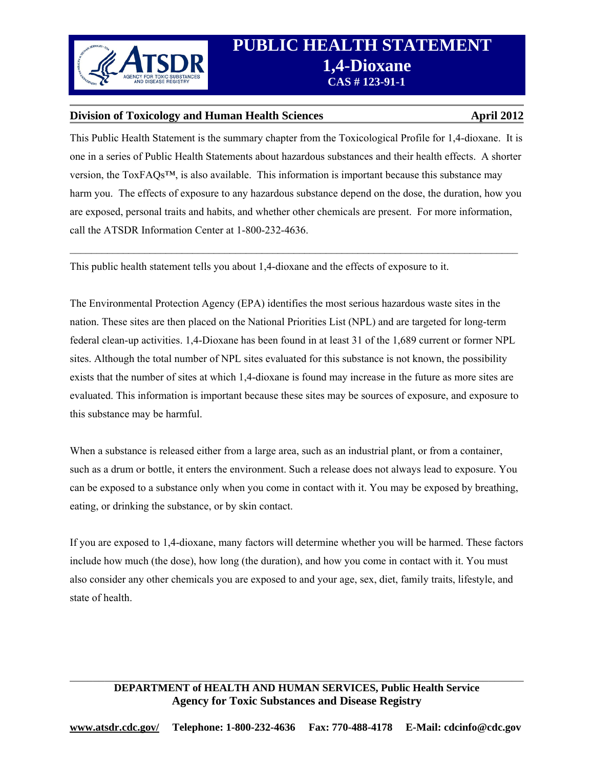# PUBLIC HEALTH STATEMENT
## 1,4-Dioxane
### CAS # 123-91-1

**Division of Toxicology and Human Health Sciences** **April 2012**

This Public Health Statement is the summary chapter from the Toxicological Profile for 1,4-dioxane. It is one in a series of Public Health Statements about hazardous substances and their health effects. A shorter version, the ToxFAQs™, is also available. This information is important because this substance may harm you. The effects of exposure to any hazardous substance depend on the dose, the duration, how you are exposed, personal traits and habits, and whether other chemicals are present. For more information, call the ATSDR Information Center at 1-800-232-4636.

---

This public health statement tells you about 1,4-dioxane and the effects of exposure to it.

The Environmental Protection Agency (EPA) identifies the most serious hazardous waste sites in the nation. These sites are then placed on the National Priorities List (NPL) and are targeted for long-term federal clean-up activities. 1,4-Dioxane has been found in at least 31 of the 1,689 current or former NPL sites. Although the total number of NPL sites evaluated for this substance is not known, the possibility exists that the number of sites at which 1,4-dioxane is found may increase in the future as more sites are evaluated. This information is important because these sites may be sources of exposure, and exposure to this substance may be harmful.

When a substance is released either from a large area, such as an industrial plant, or from a container, such as a drum or bottle, it enters the environment. Such a release does not always lead to exposure. You can be exposed to a substance only when you come in contact with it. You may be exposed by breathing, eating, or drinking the substance, or by skin contact.

If you are exposed to 1,4-dioxane, many factors will determine whether you will be harmed. These factors include how much (the dose), how long (the duration), and how you come in contact with it. You must also consider any other chemicals you are exposed to and your age, sex, diet, family traits, lifestyle, and state of health.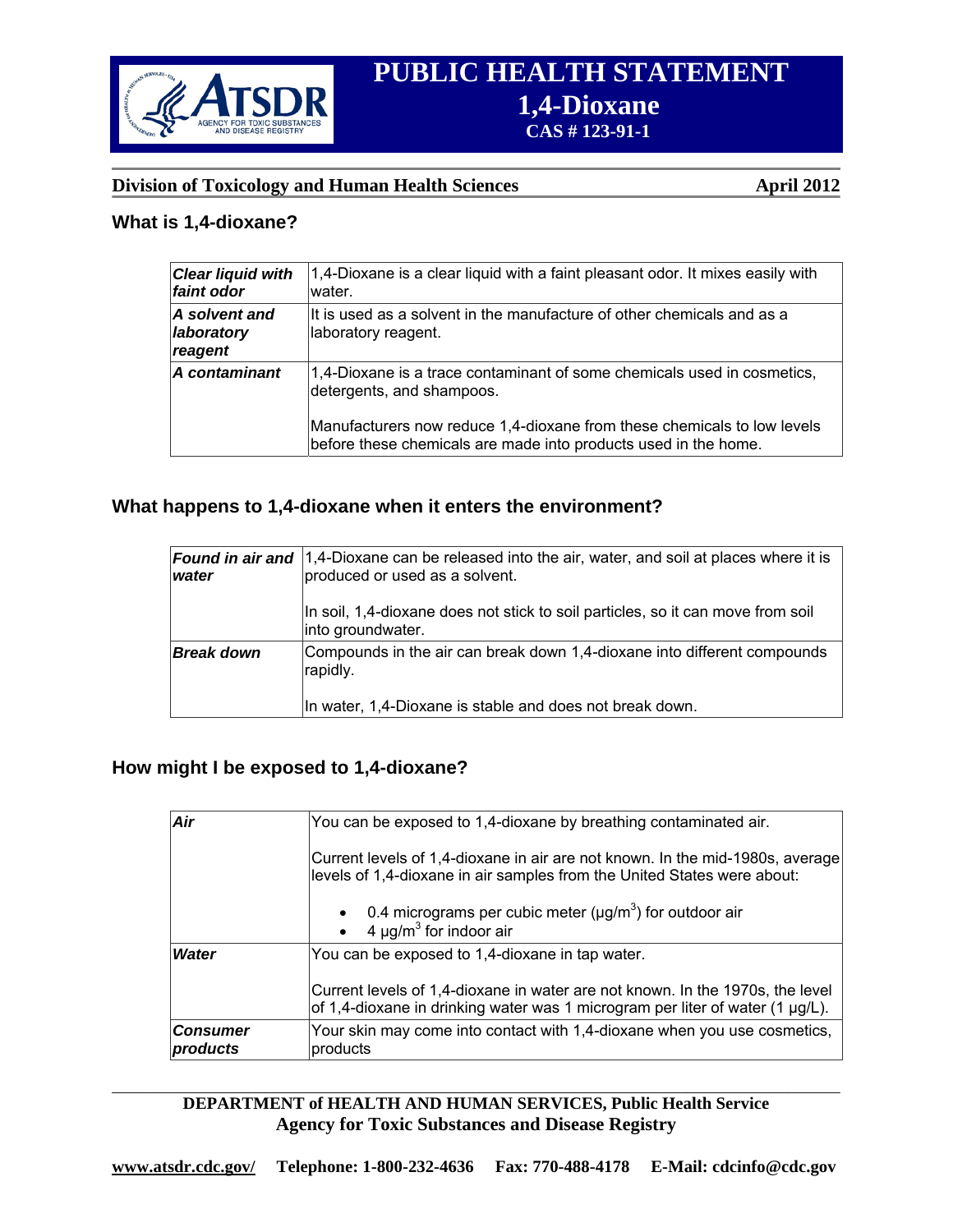# PUBLIC HEALTH STATEMENT
## 1,4-Dioxane
### CAS # 123-91-1

**Division of Toxicology and Human Health Sciences** **April 2012**

### What is 1,4-dioxane?

| | |
|---|---|
| ***Clear liquid with faint odor*** | 1,4-Dioxane is a clear liquid with a faint pleasant odor. It mixes easily with water. |
| ***A solvent and laboratory reagent*** | It is used as a solvent in the manufacture of other chemicals and as a laboratory reagent. |
| ***A contaminant*** | 1,4-Dioxane is a trace contaminant of some chemicals used in cosmetics, detergents, and shampoos.<br><br>Manufacturers now reduce 1,4-dioxane from these chemicals to low levels before these chemicals are made into products used in the home. |

### What happens to 1,4-dioxane when it enters the environment?

| | |
|---|---|
| ***Found in air and water*** | 1,4-Dioxane can be released into the air, water, and soil at places where it is produced or used as a solvent.<br><br>In soil, 1,4-dioxane does not stick to soil particles, so it can move from soil into groundwater. |
| ***Break down*** | Compounds in the air can break down 1,4-dioxane into different compounds rapidly.<br><br>In water, 1,4-Dioxane is stable and does not break down. |

### How might I be exposed to 1,4-dioxane?

| | |
|---|---|
| ***Air*** | You can be exposed to 1,4-dioxane by breathing contaminated air.<br><br>Current levels of 1,4-dioxane in air are not known. In the mid-1980s, average levels of 1,4-dioxane in air samples from the United States were about:<br><br>• 0.4 micrograms per cubic meter ($\mu g/m^3$) for outdoor air<br>• 4 $\mu g/m^3$ for indoor air |
| ***Water*** | You can be exposed to 1,4-dioxane in tap water.<br><br>Current levels of 1,4-dioxane in water are not known. In the 1970s, the level of 1,4-dioxane in drinking water was 1 microgram per liter of water (1 μg/L). |
| ***Consumer products*** | Your skin may come into contact with 1,4-dioxane when you use cosmetics, products |

**DEPARTMENT of HEALTH AND HUMAN SERVICES, Public Health Service**
**Agency for Toxic Substances and Disease Registry**

**www.atsdr.cdc.gov/ Telephone: 1-800-232-4636 Fax: 770-488-4178 E-Mail: cdcinfo@cdc.gov**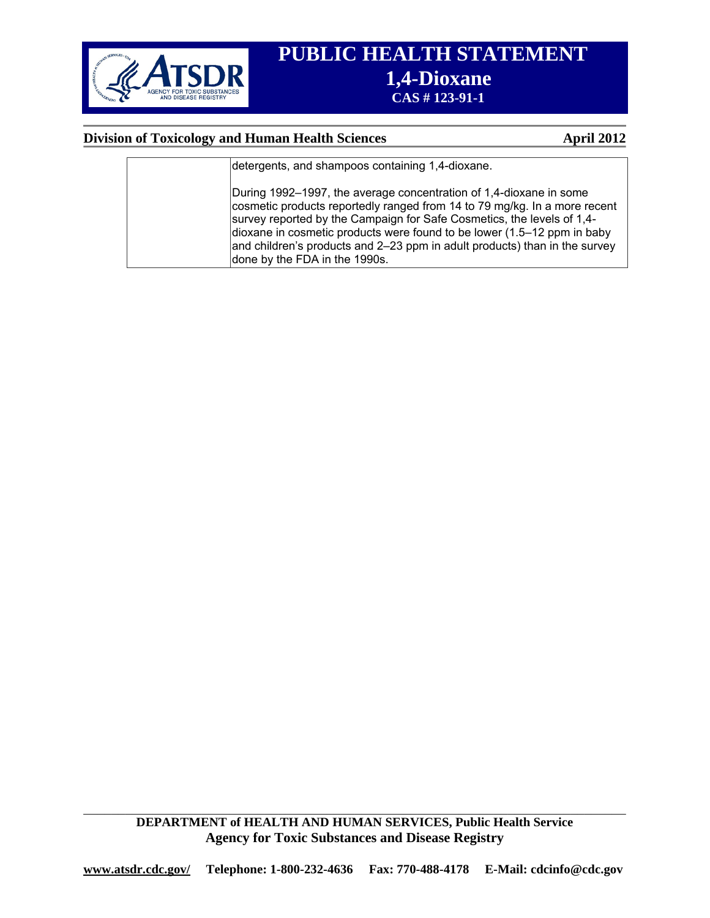| | |
|---|---|
| | detergents, and shampoos containing 1,4-dioxane.<br><br>During 1992–1997, the average concentration of 1,4-dioxane in some cosmetic products reportedly ranged from 14 to 79 mg/kg. In a more recent survey reported by the Campaign for Safe Cosmetics, the levels of 1,4-dioxane in cosmetic products were found to be lower (1.5–12 ppm in baby and children's products and 2–23 ppm in adult products) than in the survey done by the FDA in the 1990s. |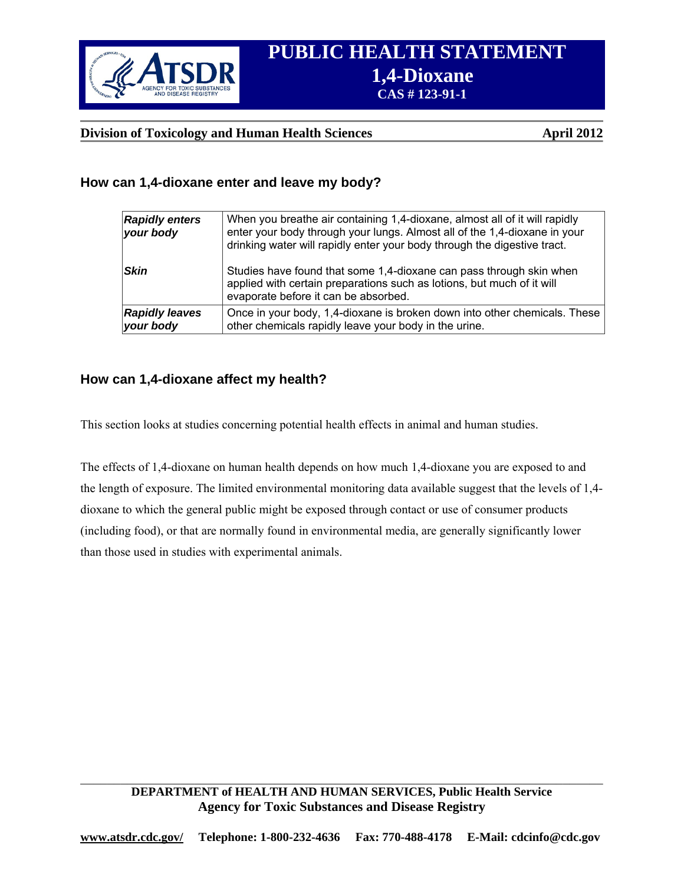## How can 1,4-dioxane enter and leave my body?

| | |
|---|---|
| ***Rapidly enters your body*** | When you breathe air containing 1,4-dioxane, almost all of it will rapidly enter your body through your lungs. Almost all of the 1,4-dioxane in your drinking water will rapidly enter your body through the digestive tract. |
| ***Skin*** | Studies have found that some 1,4-dioxane can pass through skin when applied with certain preparations such as lotions, but much of it will evaporate before it can be absorbed. |
| ***Rapidly leaves your body*** | Once in your body, 1,4-dioxane is broken down into other chemicals. These other chemicals rapidly leave your body in the urine. |

## How can 1,4-dioxane affect my health?

This section looks at studies concerning potential health effects in animal and human studies.

The effects of 1,4-dioxane on human health depends on how much 1,4-dioxane you are exposed to and the length of exposure. The limited environmental monitoring data available suggest that the levels of 1,4-dioxane to which the general public might be exposed through contact or use of consumer products (including food), or that are normally found in environmental media, are generally significantly lower than those used in studies with experimental animals.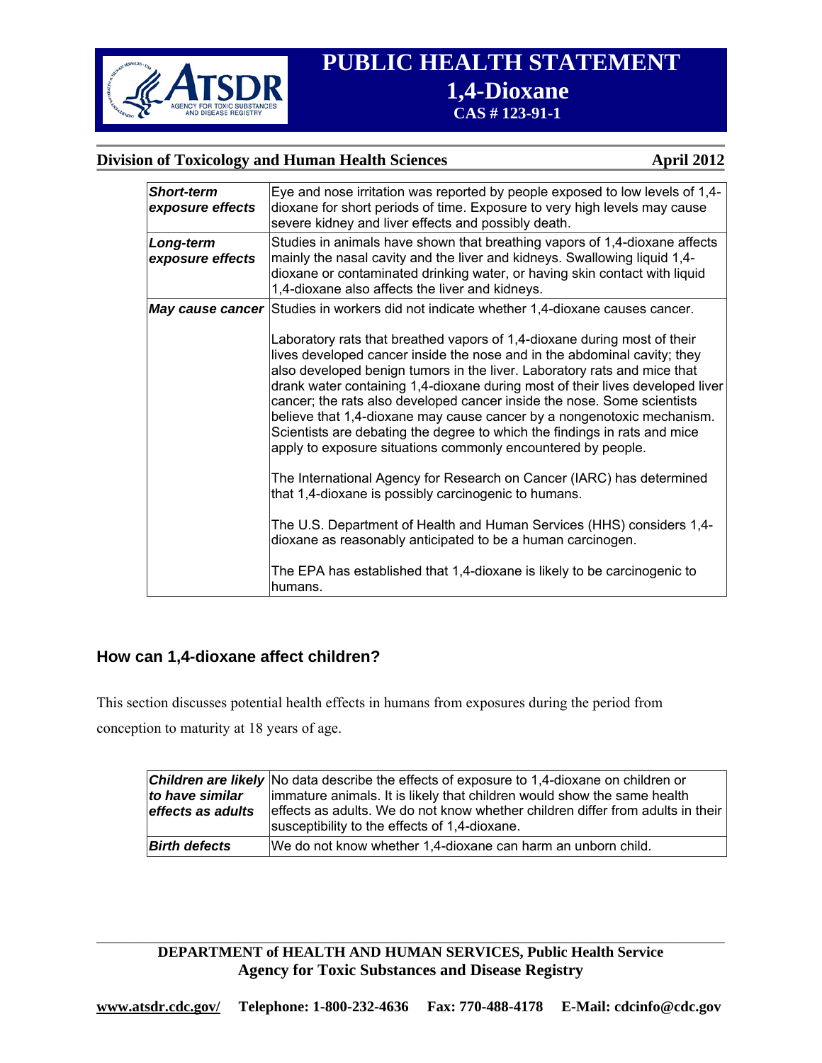| | |
|---|---|
| ***Short-term exposure effects*** | Eye and nose irritation was reported by people exposed to low levels of 1,4-dioxane for short periods of time. Exposure to very high levels may cause severe kidney and liver effects and possibly death. |
| ***Long-term exposure effects*** | Studies in animals have shown that breathing vapors of 1,4-dioxane affects mainly the nasal cavity and the liver and kidneys. Swallowing liquid 1,4-dioxane or contaminated drinking water, or having skin contact with liquid 1,4-dioxane also affects the liver and kidneys. |
| ***May cause cancer*** | Studies in workers did not indicate whether 1,4-dioxane causes cancer.<br><br>Laboratory rats that breathed vapors of 1,4-dioxane during most of their lives developed cancer inside the nose and in the abdominal cavity; they also developed benign tumors in the liver. Laboratory rats and mice that drank water containing 1,4-dioxane during most of their lives developed liver cancer; the rats also developed cancer inside the nose. Some scientists believe that 1,4-dioxane may cause cancer by a nongenotoxic mechanism. Scientists are debating the degree to which the findings in rats and mice apply to exposure situations commonly encountered by people.<br><br>The International Agency for Research on Cancer (IARC) has determined that 1,4-dioxane is possibly carcinogenic to humans.<br><br>The U.S. Department of Health and Human Services (HHS) considers 1,4-dioxane as reasonably anticipated to be a human carcinogen.<br><br>The EPA has established that 1,4-dioxane is likely to be carcinogenic to humans. |

## How can 1,4-dioxane affect children?

This section discusses potential health effects in humans from exposures during the period from conception to maturity at 18 years of age.

| | |
|---|---|
| ***Children are likely to have similar effects as adults*** | No data describe the effects of exposure to 1,4-dioxane on children or immature animals. It is likely that children would show the same health effects as adults. We do not know whether children differ from adults in their susceptibility to the effects of 1,4-dioxane. |
| ***Birth defects*** | We do not know whether 1,4-dioxane can harm an unborn child. |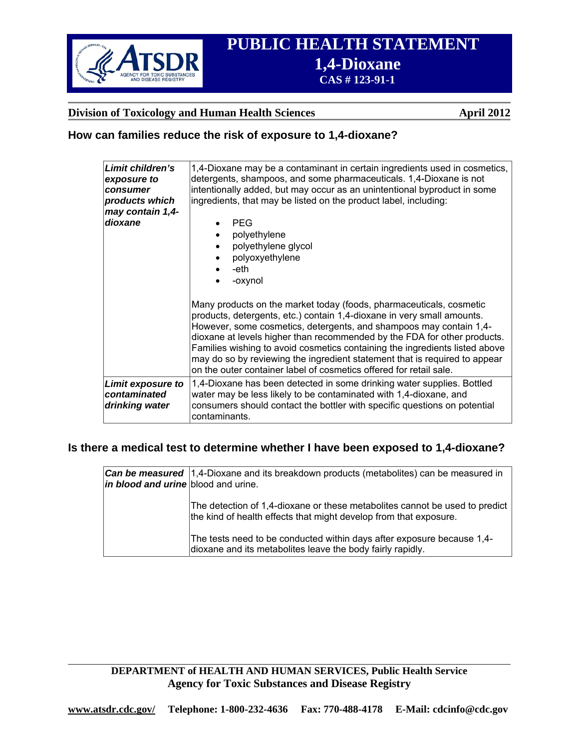## How can families reduce the risk of exposure to 1,4-dioxane?

| | |
|---|---|
| ***Limit children's exposure to consumer products which may contain 1,4-dioxane*** | 1,4-Dioxane may be a contaminant in certain ingredients used in cosmetics, detergents, shampoos, and some pharmaceuticals. 1,4-Dioxane is not intentionally added, but may occur as an unintentional byproduct in some ingredients, that may be listed on the product label, including:<br><br>• PEG<br>• polyethylene<br>• polyethylene glycol<br>• polyoxyethylene<br>• -eth<br>• -oxynol<br><br>Many products on the market today (foods, pharmaceuticals, cosmetic products, detergents, etc.) contain 1,4-dioxane in very small amounts. However, some cosmetics, detergents, and shampoos may contain 1,4-dioxane at levels higher than recommended by the FDA for other products. Families wishing to avoid cosmetics containing the ingredients listed above may do so by reviewing the ingredient statement that is required to appear on the outer container label of cosmetics offered for retail sale. |
| ***Limit exposure to contaminated drinking water*** | 1,4-Dioxane has been detected in some drinking water supplies. Bottled water may be less likely to be contaminated with 1,4-dioxane, and consumers should contact the bottler with specific questions on potential contaminants. |

## Is there a medical test to determine whether I have been exposed to 1,4-dioxane?

| | |
|---|---|
| ***Can be measured in blood and urine*** | 1,4-Dioxane and its breakdown products (metabolites) can be measured in blood and urine.<br><br>The detection of 1,4-dioxane or these metabolites cannot be used to predict the kind of health effects that might develop from that exposure.<br><br>The tests need to be conducted within days after exposure because 1,4-dioxane and its metabolites leave the body fairly rapidly. |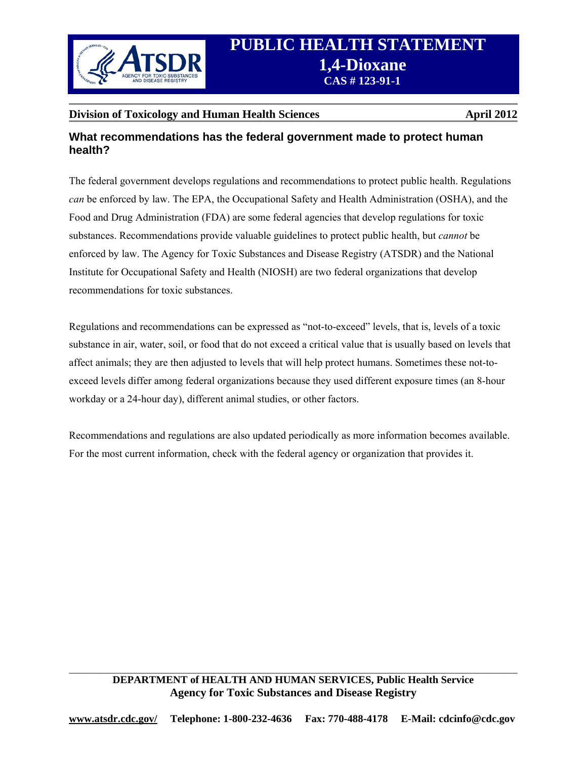## What recommendations has the federal government made to protect human health?

The federal government develops regulations and recommendations to protect public health. Regulations *can* be enforced by law. The EPA, the Occupational Safety and Health Administration (OSHA), and the Food and Drug Administration (FDA) are some federal agencies that develop regulations for toxic substances. Recommendations provide valuable guidelines to protect public health, but *cannot* be enforced by law. The Agency for Toxic Substances and Disease Registry (ATSDR) and the National Institute for Occupational Safety and Health (NIOSH) are two federal organizations that develop recommendations for toxic substances.

Regulations and recommendations can be expressed as "not-to-exceed" levels, that is, levels of a toxic substance in air, water, soil, or food that do not exceed a critical value that is usually based on levels that affect animals; they are then adjusted to levels that will help protect humans. Sometimes these not-to-exceed levels differ among federal organizations because they used different exposure times (an 8-hour workday or a 24-hour day), different animal studies, or other factors.

Recommendations and regulations are also updated periodically as more information becomes available. For the most current information, check with the federal agency or organization that provides it.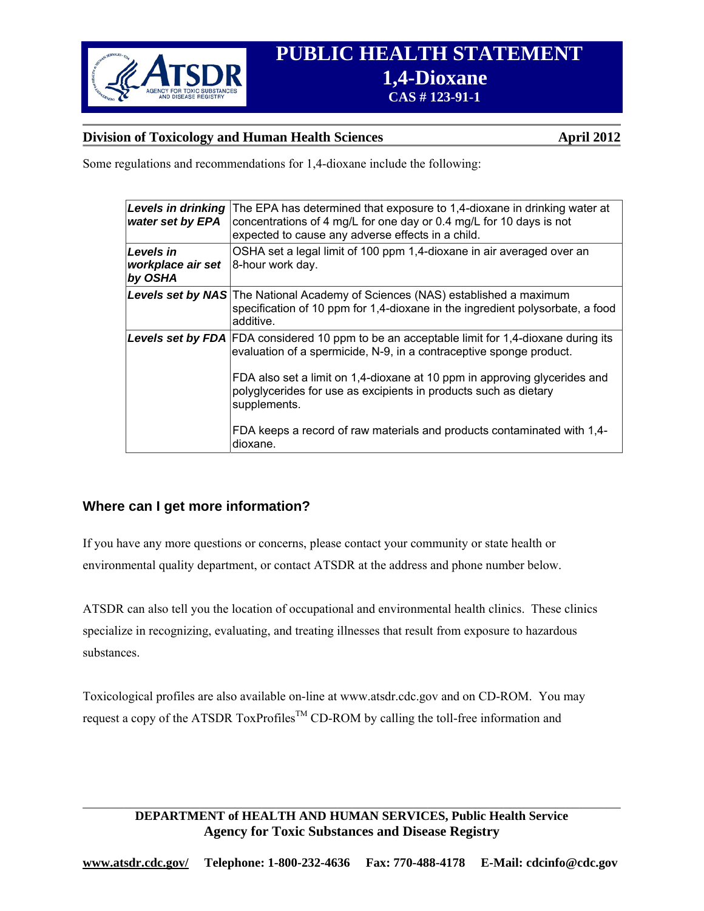Some regulations and recommendations for 1,4-dioxane include the following:

| | |
|---|---|
| ***Levels in drinking water set by EPA*** | The EPA has determined that exposure to 1,4-dioxane in drinking water at concentrations of 4 mg/L for one day or 0.4 mg/L for 10 days is not expected to cause any adverse effects in a child. |
| ***Levels in workplace air set by OSHA*** | OSHA set a legal limit of 100 ppm 1,4-dioxane in air averaged over an 8-hour work day. |
| ***Levels set by NAS*** | The National Academy of Sciences (NAS) established a maximum specification of 10 ppm for 1,4-dioxane in the ingredient polysorbate, a food additive. |
| ***Levels set by FDA*** | FDA considered 10 ppm to be an acceptable limit for 1,4-dioxane during its evaluation of a spermicide, N-9, in a contraceptive sponge product.<br><br>FDA also set a limit on 1,4-dioxane at 10 ppm in approving glycerides and polyglycerides for use as excipients in products such as dietary supplements.<br><br>FDA keeps a record of raw materials and products contaminated with 1,4-dioxane. |

## Where can I get more information?

If you have any more questions or concerns, please contact your community or state health or environmental quality department, or contact ATSDR at the address and phone number below.

ATSDR can also tell you the location of occupational and environmental health clinics. These clinics specialize in recognizing, evaluating, and treating illnesses that result from exposure to hazardous substances.

Toxicological profiles are also available on-line at www.atsdr.cdc.gov and on CD-ROM. You may request a copy of the ATSDR ToxProfiles™ CD-ROM by calling the toll-free information and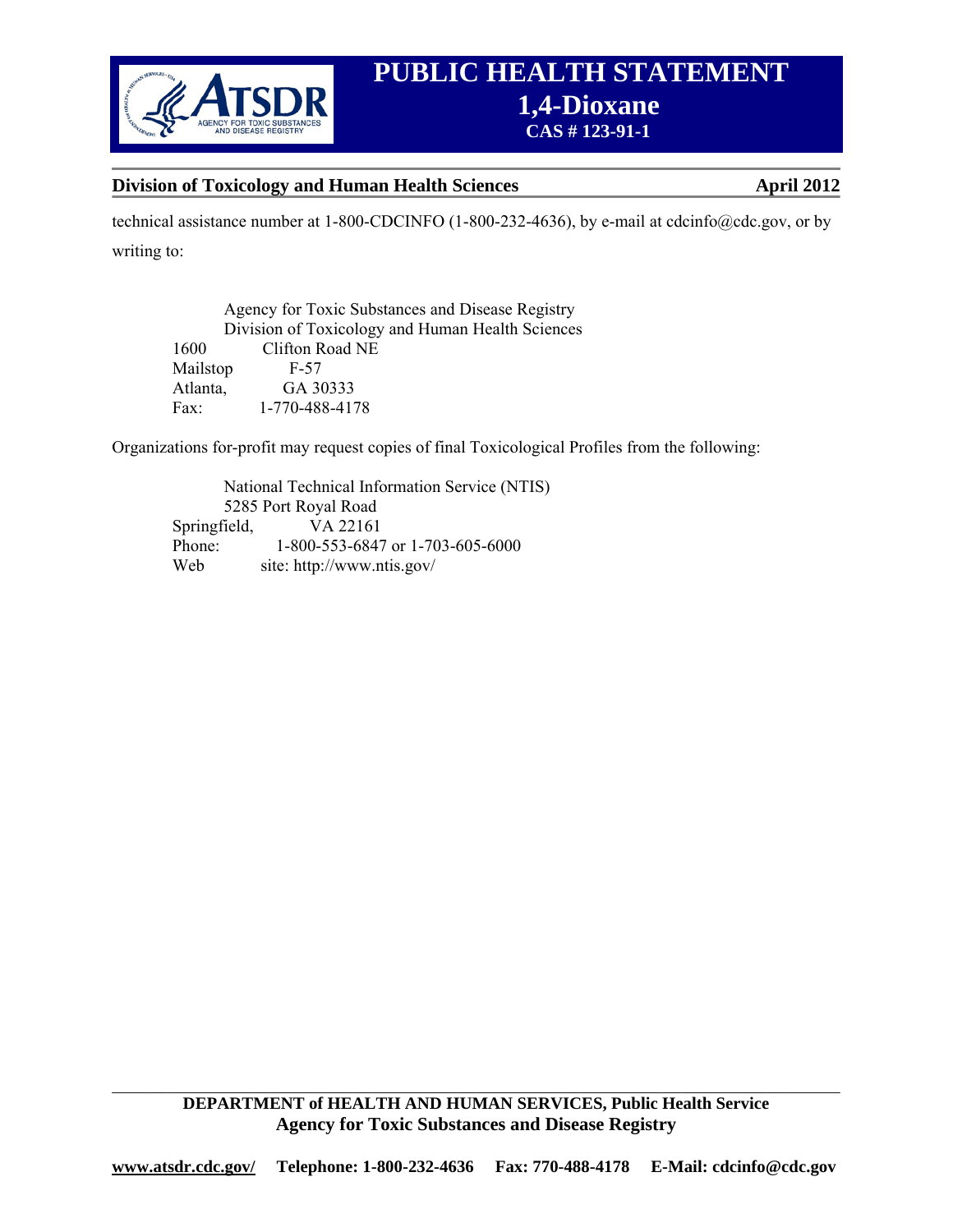technical assistance number at 1-800-CDCINFO (1-800-232-4636), by e-mail at cdcinfo@cdc.gov, or by writing to:

Agency for Toxic Substances and Disease Registry
Division of Toxicology and Human Health Sciences
1600 Clifton Road NE
Mailstop F-57
Atlanta, GA 30333
Fax: 1-770-488-4178

Organizations for-profit may request copies of final Toxicological Profiles from the following:

National Technical Information Service (NTIS)
5285 Port Royal Road
Springfield, VA 22161
Phone: 1-800-553-6847 or 1-703-605-6000
Web site: http://www.ntis.gov/